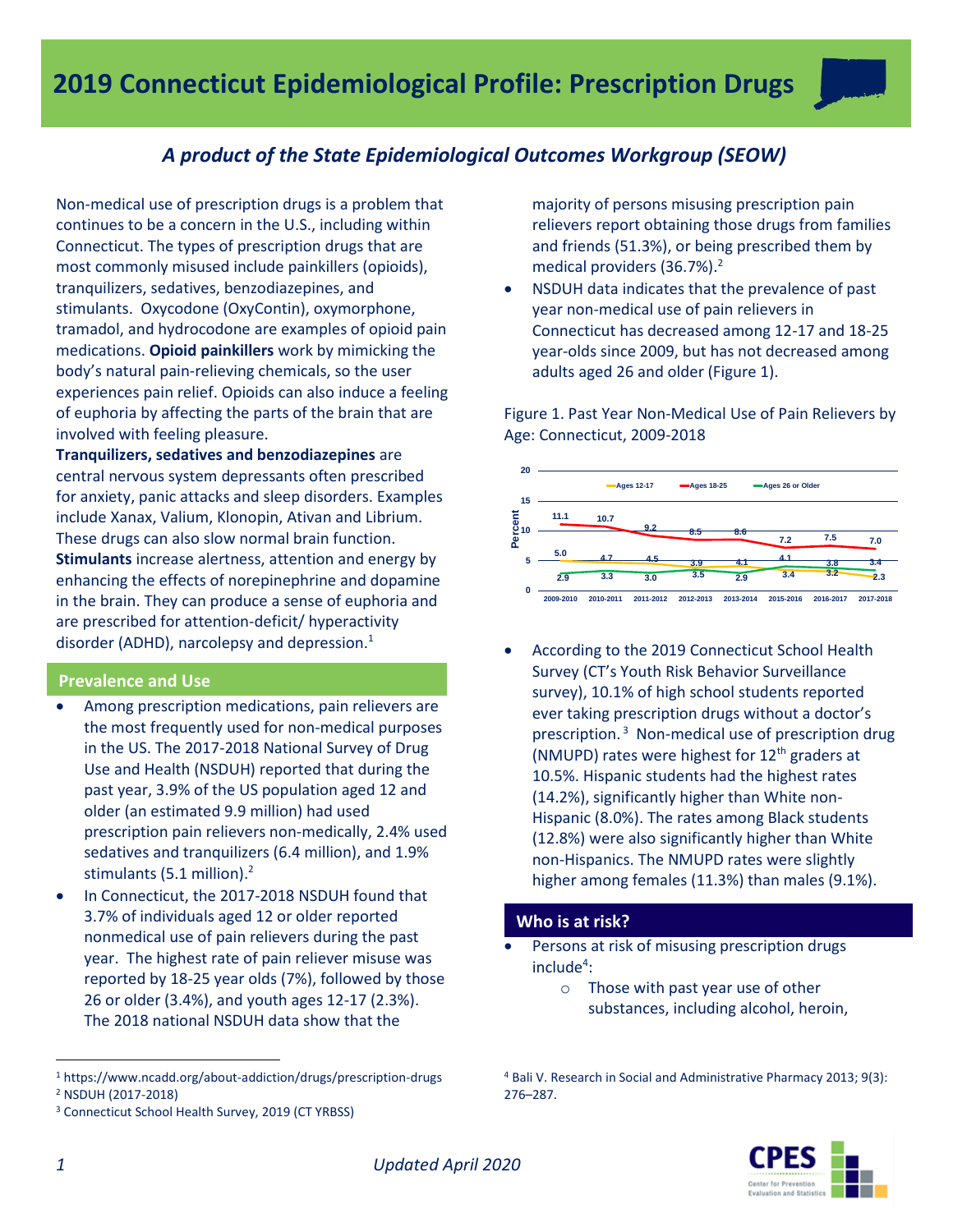# 2019 Connecticut Epidemiological Profile: Prescription Drugs

### *A product of the State Epidemiological Outcomes Workgroup (SEOW)*

Non-medical use of prescription drugs is a problem that continues to be a concern in the U.S., including within Connecticut. The types of prescription drugs that are most commonly misused include painkillers (opioids), tranquilizers, sedatives, benzodiazepines, and stimulants. Oxycodone (OxyContin), oxymorphone, tramadol, and hydrocodone are examples of opioid pain medications. **Opioid painkillers** work by mimicking the body's natural pain-relieving chemicals, so the user experiences pain relief. Opioids can also induce a feeling of euphoria by affecting the parts of the brain that are involved with feeling pleasure.

**Tranquilizers, sedatives and benzodiazepines** are central nervous system depressants often prescribed for anxiety, panic attacks and sleep disorders. Examples include Xanax, Valium, Klonopin, Ativan and Librium. These drugs can also slow normal brain function.

**Stimulants** increase alertness, attention and energy by enhancing the effects of norepinephrine and dopamine in the brain. They can produce a sense of euphoria and are prescribed for attention-deficit/ hyperactivity disorder (ADHD), narcolepsy and depression.[1]

## Prevalence and Use

- Among prescription medications, pain relievers are the most frequently used for non-medical purposes in the US. The 2017-2018 National Survey of Drug Use and Health (NSDUH) reported that during the past year, 3.9% of the US population aged 12 and older (an estimated 9.9 million) had used prescription pain relievers non-medically, 2.4% used sedatives and tranquilizers (6.4 million), and 1.9% stimulants (5.1 million).[2]
- In Connecticut, the 2017-2018 NSDUH found that 3.7% of individuals aged 12 or older reported nonmedical use of pain relievers during the past year. The highest rate of pain reliever misuse was reported by 18-25 year olds (7%), followed by those 26 or older (3.4%), and youth ages 12-17 (2.3%). The 2018 national NSDUH data show that the majority of persons misusing prescription pain relievers report obtaining those drugs from families and friends (51.3%), or being prescribed them by medical providers (36.7%).[2]
- NSDUH data indicates that the prevalence of past year non-medical use of pain relievers in Connecticut has decreased among 12-17 and 18-25 year-olds since 2009, but has not decreased among adults aged 26 and older (Figure 1).

Figure 1. Past Year Non-Medical Use of Pain Relievers by Age: Connecticut, 2009-2018

- According to the 2019 Connecticut School Health Survey (CT's Youth Risk Behavior Surveillance survey), 10.1% of high school students reported ever taking prescription drugs without a doctor's prescription.[3] Non-medical use of prescription drug (NMUPD) rates were highest for 12th graders at 10.5%. Hispanic students had the highest rates (14.2%), significantly higher than White non-Hispanic (8.0%). The rates among Black students (12.8%) were also significantly higher than White non-Hispanics. The NMUPD rates were slightly higher among females (11.3%) than males (9.1%).

## Who is at risk?

- Persons at risk of misusing prescription drugs include[4]:
    - Those with past year use of other substances, including alcohol, heroin,

---

[1] https://www.ncadd.org/about-addiction/drugs/prescription-drugs
[2] NSDUH (2017-2018)
[3] Connecticut School Health Survey, 2019 (CT YRBSS)
[4] Bali V. Research in Social and Administrative Pharmacy 2013; 9(3): 276–287.

*Updated April 2020*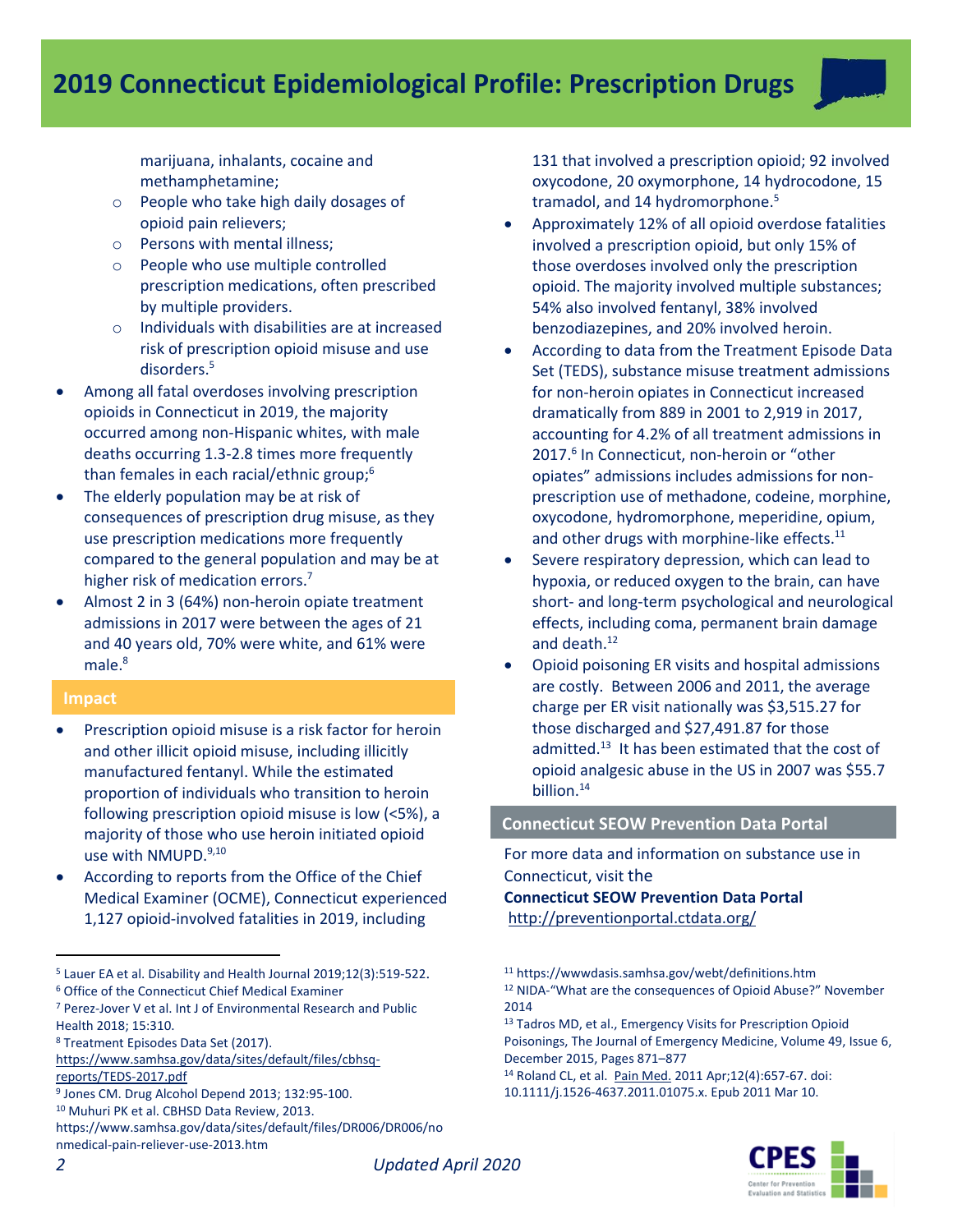marijuana, inhalants, cocaine and methamphetamine;
  - People who take high daily dosages of opioid pain relievers;
  - Persons with mental illness;
  - People who use multiple controlled prescription medications, often prescribed by multiple providers.
  - Individuals with disabilities are at increased risk of prescription opioid misuse and use disorders.[5]
- Among all fatal overdoses involving prescription opioids in Connecticut in 2019, the majority occurred among non-Hispanic whites, with male deaths occurring 1.3-2.8 times more frequently than females in each racial/ethnic group;[6]
- The elderly population may be at risk of consequences of prescription drug misuse, as they use prescription medications more frequently compared to the general population and may be at higher risk of medication errors.[7]
- Almost 2 in 3 (64%) non-heroin opiate treatment admissions in 2017 were between the ages of 21 and 40 years old, 70% were white, and 61% were male.[8]

## Impact

- Prescription opioid misuse is a risk factor for heroin and other illicit opioid misuse, including illicitly manufactured fentanyl. While the estimated proportion of individuals who transition to heroin following prescription opioid misuse is low (<5%), a majority of those who use heroin initiated opioid use with NMUPD.[9,10]
- According to reports from the Office of the Chief Medical Examiner (OCME), Connecticut experienced 1,127 opioid-involved fatalities in 2019, including 131 that involved a prescription opioid; 92 involved oxycodone, 20 oxymorphone, 14 hydrocodone, 15 tramadol, and 14 hydromorphone.[5]
- Approximately 12% of all opioid overdose fatalities involved a prescription opioid, but only 15% of those overdoses involved only the prescription opioid. The majority involved multiple substances; 54% also involved fentanyl, 38% involved benzodiazepines, and 20% involved heroin.
- According to data from the Treatment Episode Data Set (TEDS), substance misuse treatment admissions for non-heroin opiates in Connecticut increased dramatically from 889 in 2001 to 2,919 in 2017, accounting for 4.2% of all treatment admissions in 2017.[6] In Connecticut, non-heroin or "other opiates" admissions includes admissions for non-prescription use of methadone, codeine, morphine, oxycodone, hydromorphone, meperidine, opium, and other drugs with morphine-like effects.[11]
- Severe respiratory depression, which can lead to hypoxia, or reduced oxygen to the brain, can have short- and long-term psychological and neurological effects, including coma, permanent brain damage and death.[12]
- Opioid poisoning ER visits and hospital admissions are costly. Between 2006 and 2011, the average charge per ER visit nationally was $3,515.27 for those discharged and $27,491.87 for those admitted.[13] It has been estimated that the cost of opioid analgesic abuse in the US in 2007 was $55.7 billion.[14]

## Connecticut SEOW Prevention Data Portal

For more data and information on substance use in Connecticut, visit the **Connecticut SEOW Prevention Data Portal** http://preventionportal.ctdata.org/

---

[5] Lauer EA et al. Disability and Health Journal 2019;12(3):519-522.
[6] Office of the Connecticut Chief Medical Examiner
[7] Perez-Jover V et al. Int J of Environmental Research and Public Health 2018; 15:310.
[8] Treatment Episodes Data Set (2017). https://www.samhsa.gov/data/sites/default/files/cbhsq-reports/TEDS-2017.pdf
[9] Jones CM. Drug Alcohol Depend 2013; 132:95-100.
[10] Muhuri PK et al. CBHSD Data Review, 2013. https://www.samhsa.gov/data/sites/default/files/DR006/DR006/nonmedical-pain-reliever-use-2013.htm
[11] https://wwwdasis.samhsa.gov/webt/definitions.htm
[12] NIDA-"What are the consequences of Opioid Abuse?" November 2014
[13] Tadros MD, et al., Emergency Visits for Prescription Opioid Poisonings, The Journal of Emergency Medicine, Volume 49, Issue 6, December 2015, Pages 871–877
[14] Roland CL, et al. Pain Med. 2011 Apr;12(4):657-67. doi: 10.1111/j.1526-4637.2011.01075.x. Epub 2011 Mar 10.